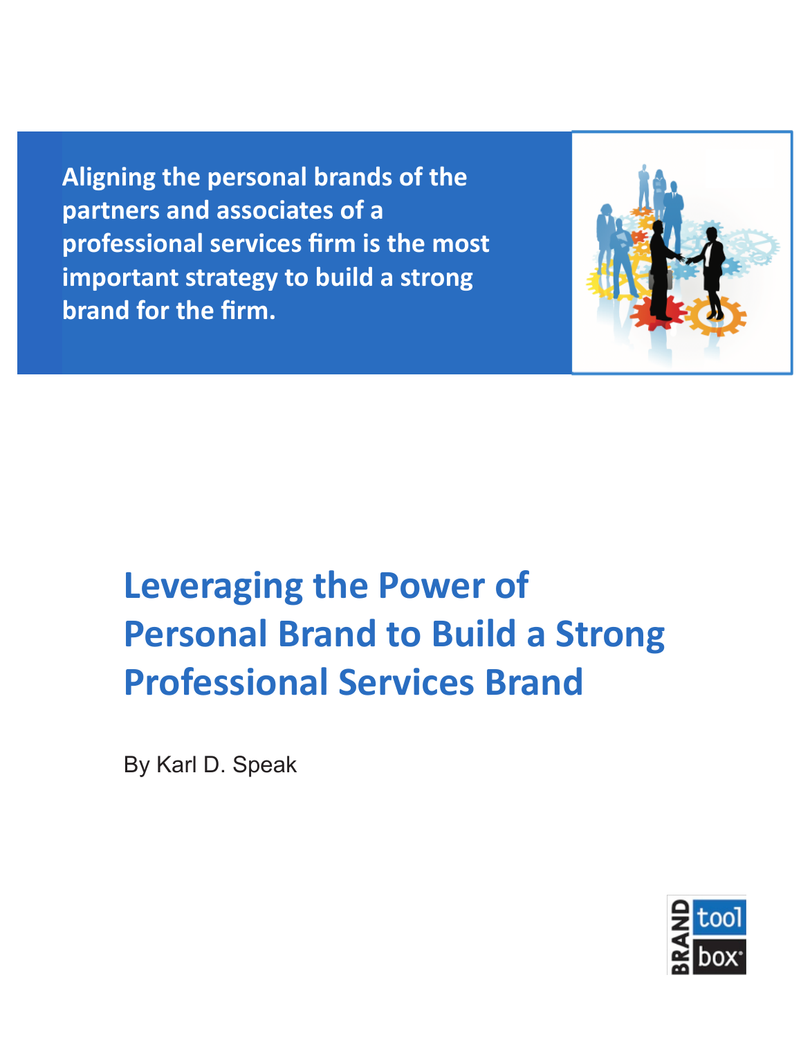**Aligning the personal brands of the partners and associates of a professional services firm is the most important strategy to build a strong brand for the firm.**

# Leveraging the Power of Personal Brand to Build a Strong Professional Services Brand

By Karl D. Speak

BRAND tool box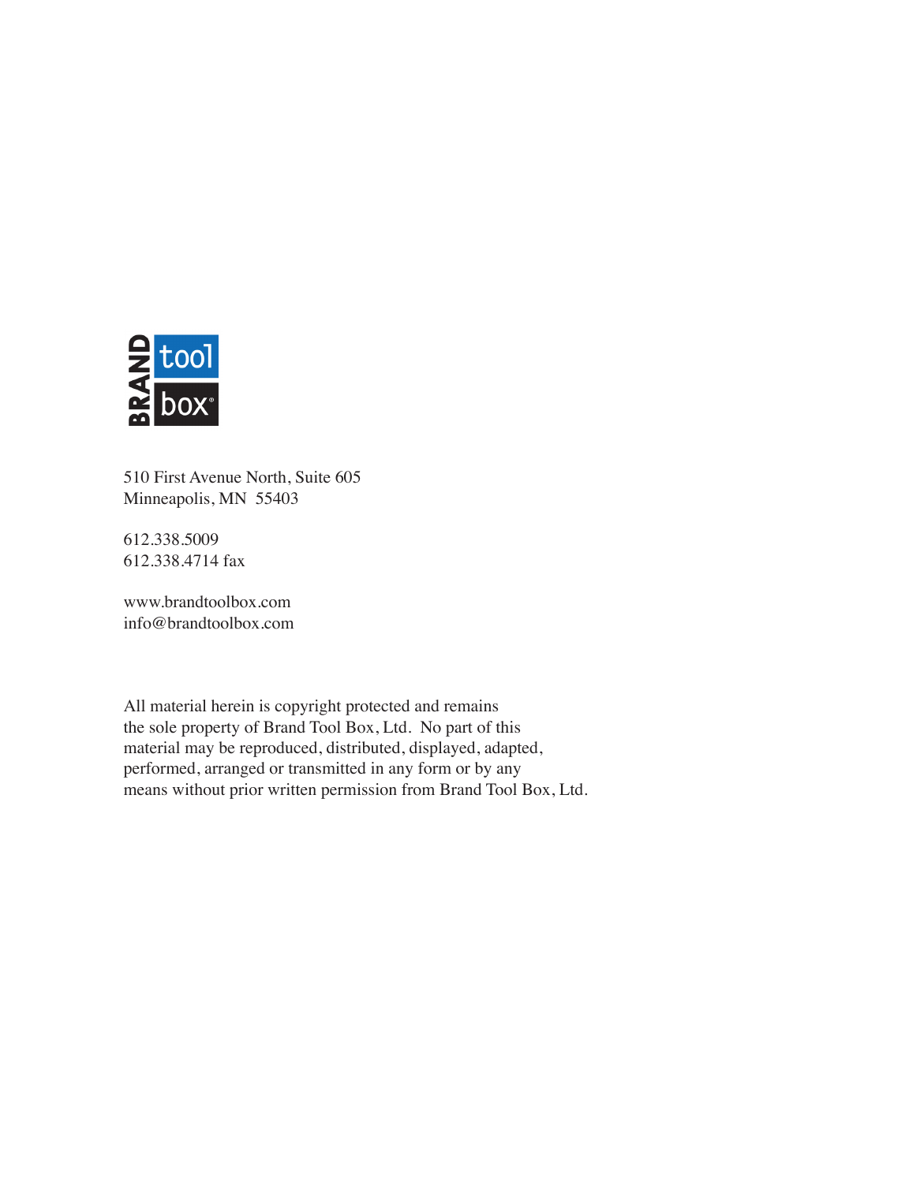BRAND tool box®

510 First Avenue North, Suite 605
Minneapolis, MN  55403

612.338.5009
612.338.4714 fax

www.brandtoolbox.com
info@brandtoolbox.com

All material herein is copyright protected and remains the sole property of Brand Tool Box, Ltd.  No part of this material may be reproduced, distributed, displayed, adapted, performed, arranged or transmitted in any form or by any means without prior written permission from Brand Tool Box, Ltd.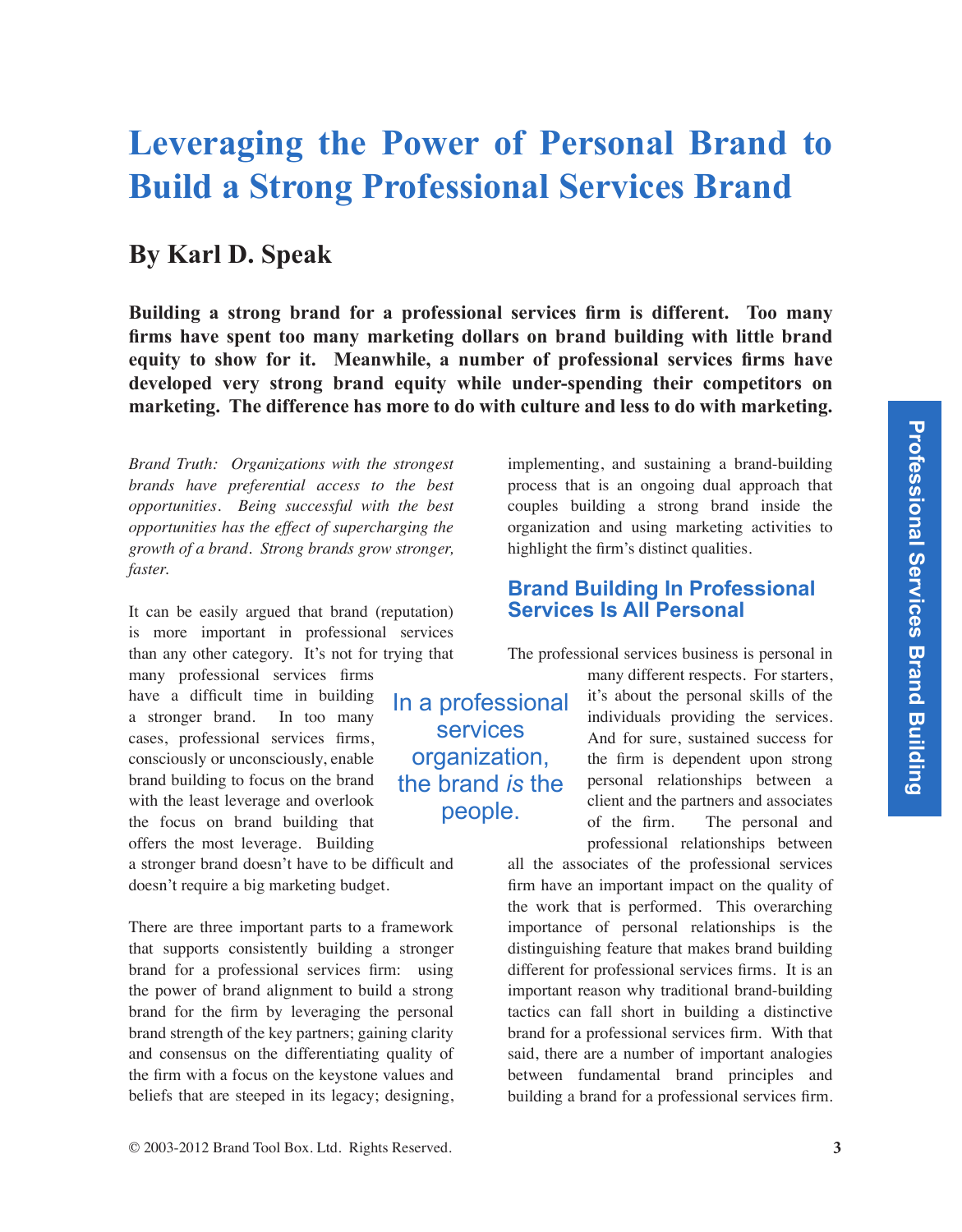# Leveraging the Power of Personal Brand to Build a Strong Professional Services Brand

## By Karl D. Speak

**Building a strong brand for a professional services firm is different. Too many firms have spent too many marketing dollars on brand building with little brand equity to show for it. Meanwhile, a number of professional services firms have developed very strong brand equity while under-spending their competitors on marketing. The difference has more to do with culture and less to do with marketing.**

*Brand Truth: Organizations with the strongest brands have preferential access to the best opportunities. Being successful with the best opportunities has the effect of supercharging the growth of a brand. Strong brands grow stronger, faster.*

It can be easily argued that brand (reputation) is more important in professional services than any other category. It's not for trying that many professional services firms have a difficult time in building a stronger brand. In too many cases, professional services firms, consciously or unconsciously, enable brand building to focus on the brand with the least leverage and overlook the focus on brand building that offers the most leverage. Building a stronger brand doesn't have to be difficult and doesn't require a big marketing budget.

> In a professional services organization, the brand *is* the people.

There are three important parts to a framework that supports consistently building a stronger brand for a professional services firm: using the power of brand alignment to build a strong brand for the firm by leveraging the personal brand strength of the key partners; gaining clarity and consensus on the differentiating quality of the firm with a focus on the keystone values and beliefs that are steeped in its legacy; designing, implementing, and sustaining a brand-building process that is an ongoing dual approach that couples building a strong brand inside the organization and using marketing activities to highlight the firm's distinct qualities.

### Brand Building In Professional Services Is All Personal

The professional services business is personal in many different respects. For starters, it's about the personal skills of the individuals providing the services. And for sure, sustained success for the firm is dependent upon strong personal relationships between a client and the partners and associates of the firm. The personal and professional relationships between all the associates of the professional services firm have an important impact on the quality of the work that is performed. This overarching importance of personal relationships is the distinguishing feature that makes brand building different for professional services firms. It is an important reason why traditional brand-building tactics can fall short in building a distinctive brand for a professional services firm. With that said, there are a number of important analogies between fundamental brand principles and building a brand for a professional services firm.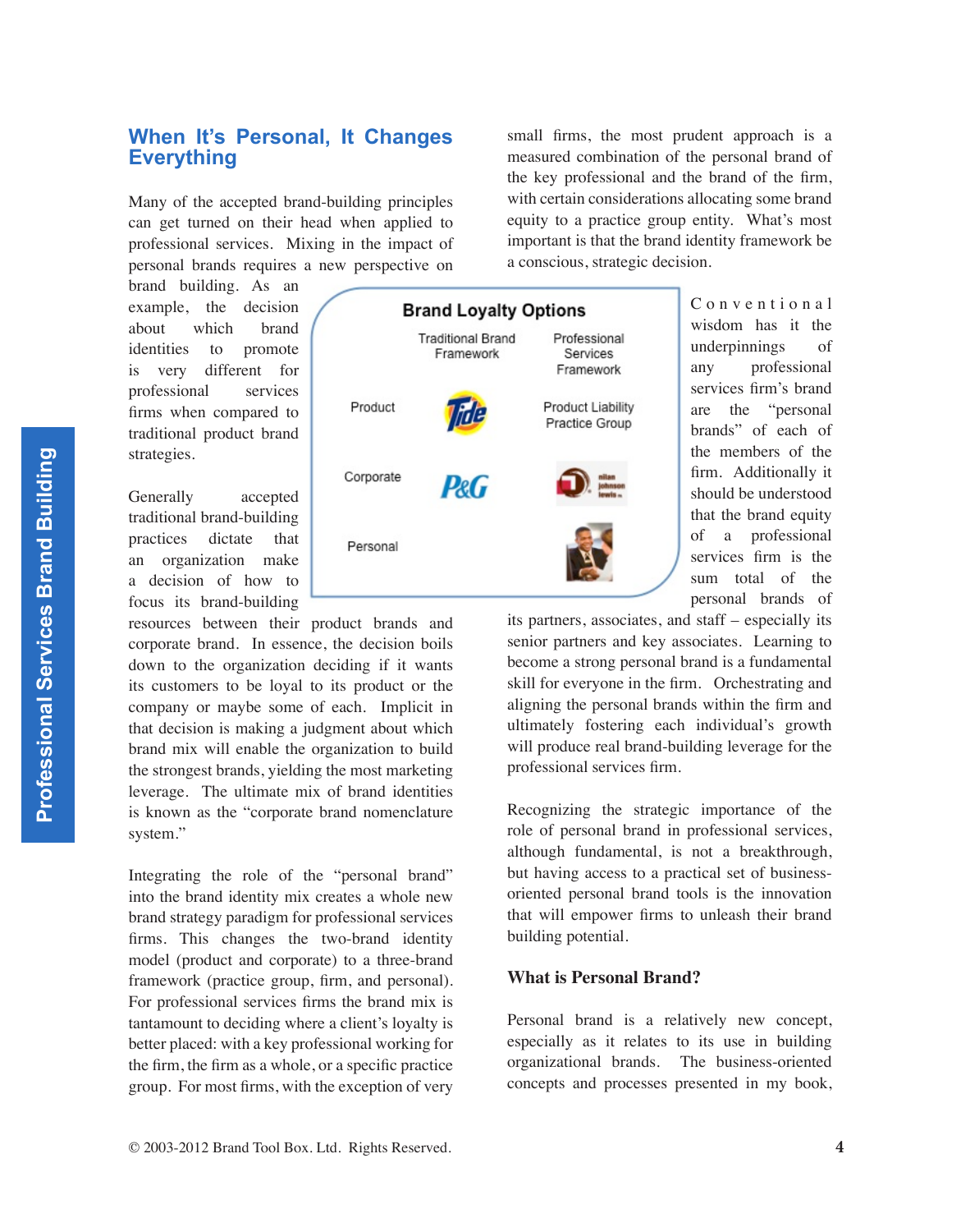## When It's Personal, It Changes Everything

Many of the accepted brand-building principles can get turned on their head when applied to professional services. Mixing in the impact of personal brands requires a new perspective on brand building. As an example, the decision about which brand identities to promote is very different for professional services firms when compared to traditional product brand strategies.

Generally accepted traditional brand-building practices dictate that an organization make a decision of how to focus its brand-building resources between their product brands and corporate brand. In essence, the decision boils down to the organization deciding if it wants its customers to be loyal to its product or the company or maybe some of each. Implicit in that decision is making a judgment about which brand mix will enable the organization to build the strongest brands, yielding the most marketing leverage. The ultimate mix of brand identities is known as the "corporate brand nomenclature system."

Integrating the role of the "personal brand" into the brand identity mix creates a whole new brand strategy paradigm for professional services firms. This changes the two-brand identity model (product and corporate) to a three-brand framework (practice group, firm, and personal). For professional services firms the brand mix is tantamount to deciding where a client's loyalty is better placed: with a key professional working for the firm, the firm as a whole, or a specific practice group. For most firms, with the exception of very small firms, the most prudent approach is a measured combination of the personal brand of the key professional and the brand of the firm, with certain considerations allocating some brand equity to a practice group entity. What's most important is that the brand identity framework be a conscious, strategic decision.

**Brand Loyalty Options**

| | Traditional Brand Framework | Professional Services Framework |
|---|---|---|
| Product | Tide | Product Liability Practice Group |
| Corporate | P&G | nilan johnson lewis |
| Personal | | |

Conventional wisdom has it the underpinnings of any professional services firm's brand are the "personal brands" of each of the members of the firm. Additionally it should be understood that the brand equity of a professional services firm is the sum total of the personal brands of its partners, associates, and staff – especially its senior partners and key associates. Learning to become a strong personal brand is a fundamental skill for everyone in the firm. Orchestrating and aligning the personal brands within the firm and ultimately fostering each individual's growth will produce real brand-building leverage for the professional services firm.

Recognizing the strategic importance of the role of personal brand in professional services, although fundamental, is not a breakthrough, but having access to a practical set of business-oriented personal brand tools is the innovation that will empower firms to unleash their brand building potential.

### What is Personal Brand?

Personal brand is a relatively new concept, especially as it relates to its use in building organizational brands. The business-oriented concepts and processes presented in my book,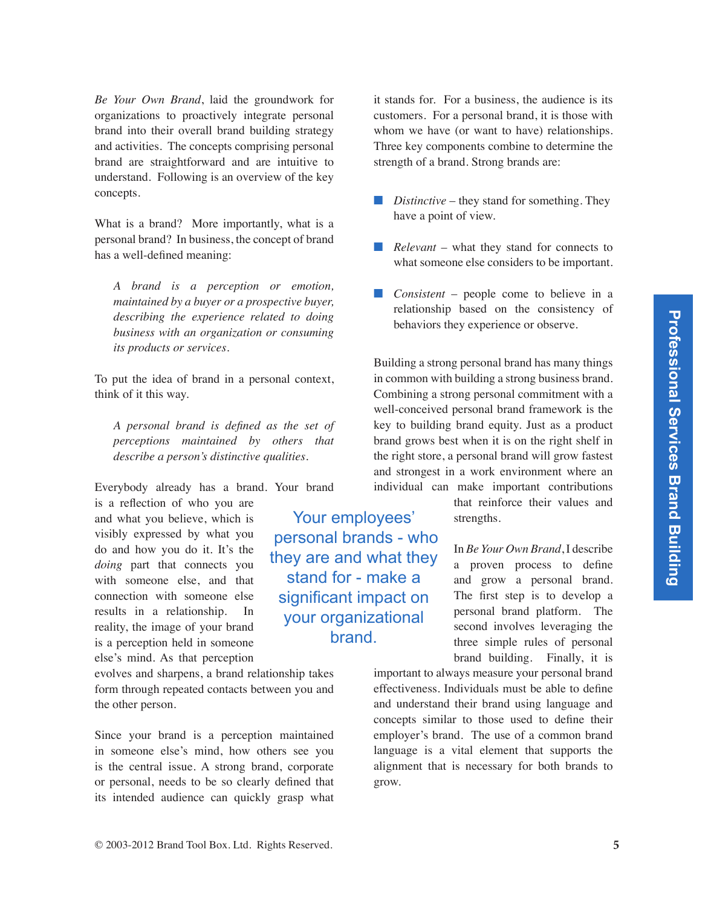*Be Your Own Brand*, laid the groundwork for organizations to proactively integrate personal brand into their overall brand building strategy and activities. The concepts comprising personal brand are straightforward and are intuitive to understand. Following is an overview of the key concepts.

What is a brand? More importantly, what is a personal brand? In business, the concept of brand has a well-defined meaning:

> *A brand is a perception or emotion, maintained by a buyer or a prospective buyer, describing the experience related to doing business with an organization or consuming its products or services.*

To put the idea of brand in a personal context, think of it this way.

> *A personal brand is defined as the set of perceptions maintained by others that describe a person's distinctive qualities.*

Everybody already has a brand. Your brand is a reflection of who you are and what you believe, which is visibly expressed by what you do and how you do it. It's the *doing* part that connects you with someone else, and that connection with someone else results in a relationship. In reality, the image of your brand is a perception held in someone else's mind. As that perception evolves and sharpens, a brand relationship takes form through repeated contacts between you and the other person.

> Your employees' personal brands - who they are and what they stand for - make a significant impact on your organizational brand.

Since your brand is a perception maintained in someone else's mind, how others see you is the central issue. A strong brand, corporate or personal, needs to be so clearly defined that its intended audience can quickly grasp what it stands for. For a business, the audience is its customers. For a personal brand, it is those with whom we have (or want to have) relationships. Three key components combine to determine the strength of a brand. Strong brands are:

- *Distinctive* – they stand for something. They have a point of view.
- *Relevant* – what they stand for connects to what someone else considers to be important.
- *Consistent* – people come to believe in a relationship based on the consistency of behaviors they experience or observe.

Building a strong personal brand has many things in common with building a strong business brand. Combining a strong personal commitment with a well-conceived personal brand framework is the key to building brand equity. Just as a product brand grows best when it is on the right shelf in the right store, a personal brand will grow fastest and strongest in a work environment where an individual can make important contributions that reinforce their values and strengths.

In *Be Your Own Brand*, I describe a proven process to define and grow a personal brand. The first step is to develop a personal brand platform. The second involves leveraging the three simple rules of personal brand building. Finally, it is important to always measure your personal brand effectiveness. Individuals must be able to define and understand their brand using language and concepts similar to those used to define their employer's brand. The use of a common brand language is a vital element that supports the alignment that is necessary for both brands to grow.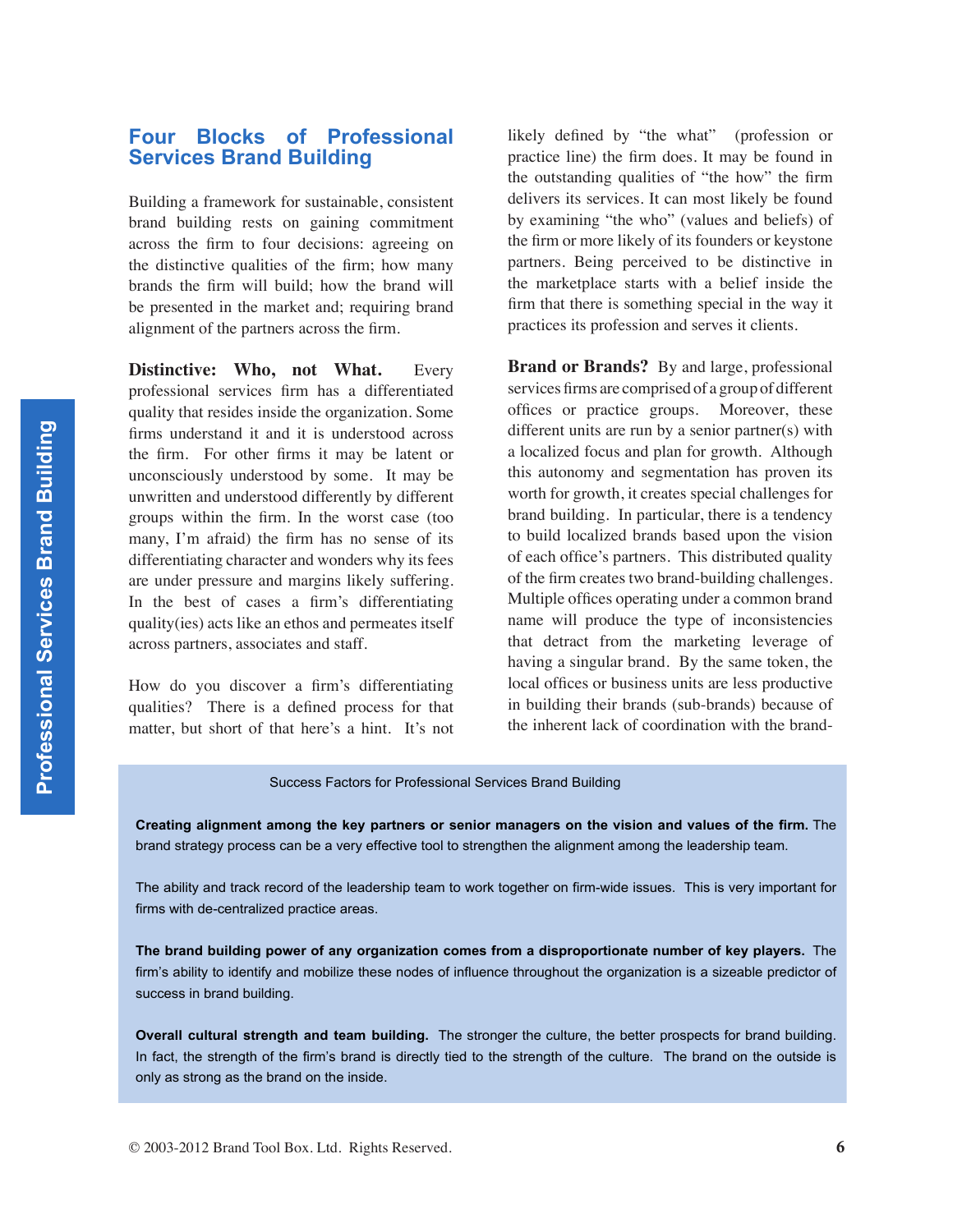## Four Blocks of Professional Services Brand Building

Building a framework for sustainable, consistent brand building rests on gaining commitment across the firm to four decisions: agreeing on the distinctive qualities of the firm; how many brands the firm will build; how the brand will be presented in the market and; requiring brand alignment of the partners across the firm.

**Distinctive: Who, not What.** Every professional services firm has a differentiated quality that resides inside the organization. Some firms understand it and it is understood across the firm. For other firms it may be latent or unconsciously understood by some. It may be unwritten and understood differently by different groups within the firm. In the worst case (too many, I'm afraid) the firm has no sense of its differentiating character and wonders why its fees are under pressure and margins likely suffering. In the best of cases a firm's differentiating quality(ies) acts like an ethos and permeates itself across partners, associates and staff.

How do you discover a firm's differentiating qualities? There is a defined process for that matter, but short of that here's a hint. It's not likely defined by "the what" (profession or practice line) the firm does. It may be found in the outstanding qualities of "the how" the firm delivers its services. It can most likely be found by examining "the who" (values and beliefs) of the firm or more likely of its founders or keystone partners. Being perceived to be distinctive in the marketplace starts with a belief inside the firm that there is something special in the way it practices its profession and serves it clients.

**Brand or Brands?** By and large, professional services firms are comprised of a group of different offices or practice groups. Moreover, these different units are run by a senior partner(s) with a localized focus and plan for growth. Although this autonomy and segmentation has proven its worth for growth, it creates special challenges for brand building. In particular, there is a tendency to build localized brands based upon the vision of each office's partners. This distributed quality of the firm creates two brand-building challenges. Multiple offices operating under a common brand name will produce the type of inconsistencies that detract from the marketing leverage of having a singular brand. By the same token, the local offices or business units are less productive in building their brands (sub-brands) because of the inherent lack of coordination with the brand-

> Success Factors for Professional Services Brand Building
>
> **Creating alignment among the key partners or senior managers on the vision and values of the firm.** The brand strategy process can be a very effective tool to strengthen the alignment among the leadership team.
>
> The ability and track record of the leadership team to work together on firm-wide issues. This is very important for firms with de-centralized practice areas.
>
> **The brand building power of any organization comes from a disproportionate number of key players.** The firm's ability to identify and mobilize these nodes of influence throughout the organization is a sizeable predictor of success in brand building.
>
> **Overall cultural strength and team building.** The stronger the culture, the better prospects for brand building. In fact, the strength of the firm's brand is directly tied to the strength of the culture. The brand on the outside is only as strong as the brand on the inside.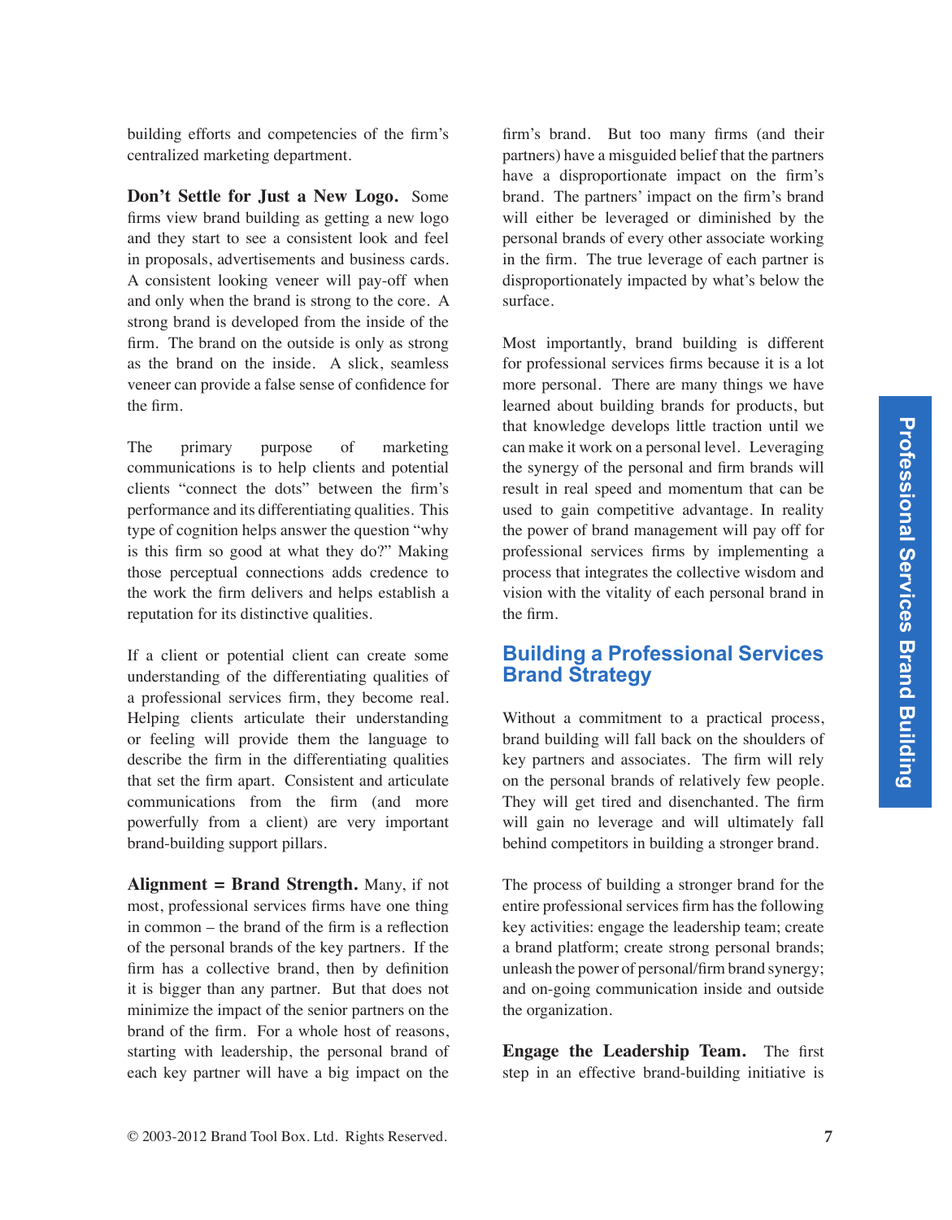building efforts and competencies of the firm's centralized marketing department.

**Don't Settle for Just a New Logo.** Some firms view brand building as getting a new logo and they start to see a consistent look and feel in proposals, advertisements and business cards. A consistent looking veneer will pay-off when and only when the brand is strong to the core. A strong brand is developed from the inside of the firm. The brand on the outside is only as strong as the brand on the inside. A slick, seamless veneer can provide a false sense of confidence for the firm.

The primary purpose of marketing communications is to help clients and potential clients "connect the dots" between the firm's performance and its differentiating qualities. This type of cognition helps answer the question "why is this firm so good at what they do?" Making those perceptual connections adds credence to the work the firm delivers and helps establish a reputation for its distinctive qualities.

If a client or potential client can create some understanding of the differentiating qualities of a professional services firm, they become real. Helping clients articulate their understanding or feeling will provide them the language to describe the firm in the differentiating qualities that set the firm apart. Consistent and articulate communications from the firm (and more powerfully from a client) are very important brand-building support pillars.

**Alignment = Brand Strength.** Many, if not most, professional services firms have one thing in common – the brand of the firm is a reflection of the personal brands of the key partners. If the firm has a collective brand, then by definition it is bigger than any partner. But that does not minimize the impact of the senior partners on the brand of the firm. For a whole host of reasons, starting with leadership, the personal brand of each key partner will have a big impact on the firm's brand. But too many firms (and their partners) have a misguided belief that the partners have a disproportionate impact on the firm's brand. The partners' impact on the firm's brand will either be leveraged or diminished by the personal brands of every other associate working in the firm. The true leverage of each partner is disproportionately impacted by what's below the surface.

Most importantly, brand building is different for professional services firms because it is a lot more personal. There are many things we have learned about building brands for products, but that knowledge develops little traction until we can make it work on a personal level. Leveraging the synergy of the personal and firm brands will result in real speed and momentum that can be used to gain competitive advantage. In reality the power of brand management will pay off for professional services firms by implementing a process that integrates the collective wisdom and vision with the vitality of each personal brand in the firm.

## Building a Professional Services Brand Strategy

Without a commitment to a practical process, brand building will fall back on the shoulders of key partners and associates. The firm will rely on the personal brands of relatively few people. They will get tired and disenchanted. The firm will gain no leverage and will ultimately fall behind competitors in building a stronger brand.

The process of building a stronger brand for the entire professional services firm has the following key activities: engage the leadership team; create a brand platform; create strong personal brands; unleash the power of personal/firm brand synergy; and on-going communication inside and outside the organization.

**Engage the Leadership Team.** The first step in an effective brand-building initiative is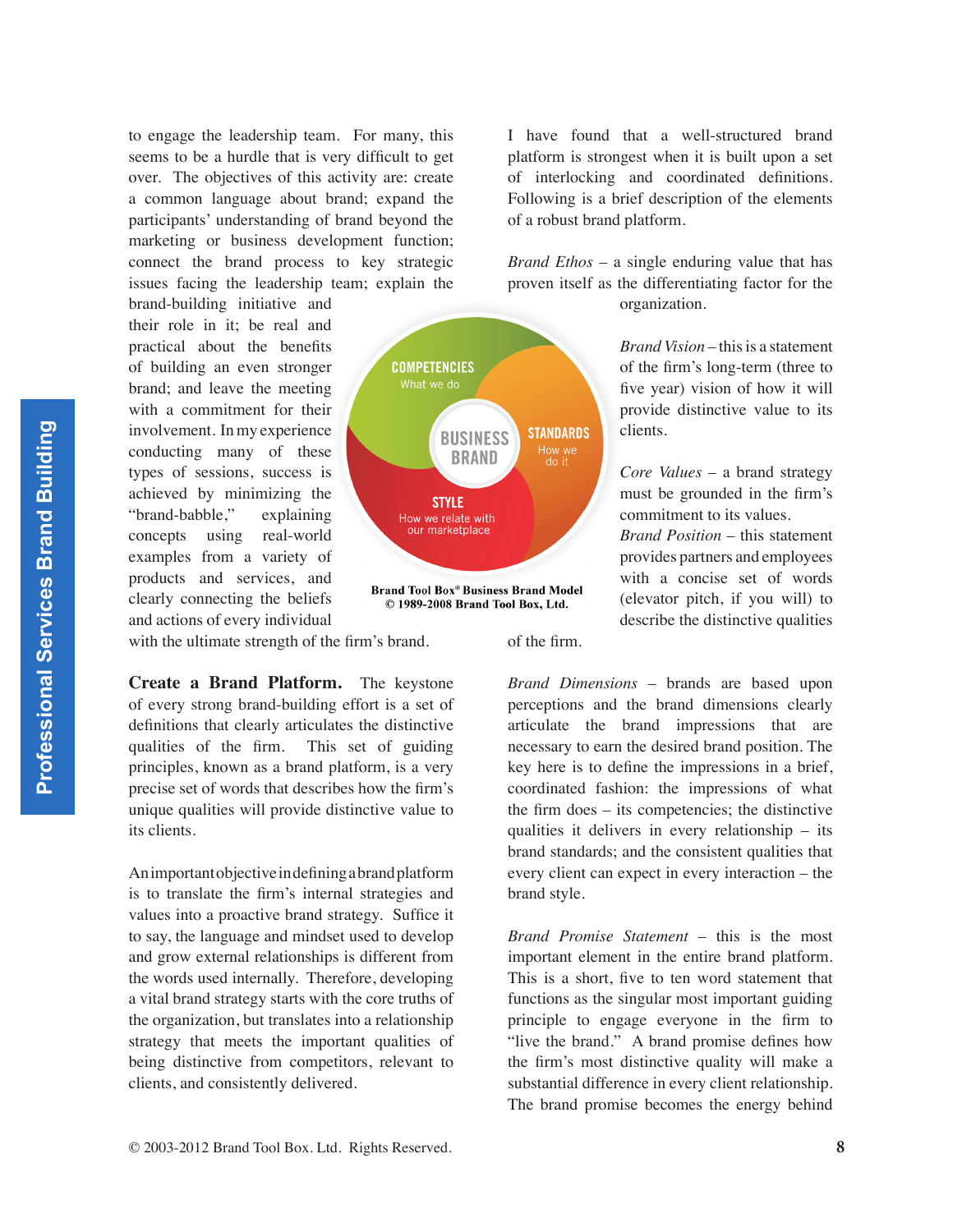to engage the leadership team. For many, this seems to be a hurdle that is very difficult to get over. The objectives of this activity are: create a common language about brand; expand the participants' understanding of brand beyond the marketing or business development function; connect the brand process to key strategic issues facing the leadership team; explain the brand-building initiative and their role in it; be real and practical about the benefits of building an even stronger brand; and leave the meeting with a commitment for their involvement. In my experience conducting many of these types of sessions, success is achieved by minimizing the "brand-babble," explaining concepts using real-world examples from a variety of products and services, and clearly connecting the beliefs and actions of every individual with the ultimate strength of the firm's brand.

COMPETENCIES
What we do

BUSINESS BRAND

STANDARDS
How we do it

STYLE
How we relate with our marketplace

**Brand Tool Box® Business Brand Model**
**© 1989-2008 Brand Tool Box, Ltd.**

**Create a Brand Platform.** The keystone of every strong brand-building effort is a set of definitions that clearly articulates the distinctive qualities of the firm. This set of guiding principles, known as a brand platform, is a very precise set of words that describes how the firm's unique qualities will provide distinctive value to its clients.

An important objective in defining a brand platform is to translate the firm's internal strategies and values into a proactive brand strategy. Suffice it to say, the language and mindset used to develop and grow external relationships is different from the words used internally. Therefore, developing a vital brand strategy starts with the core truths of the organization, but translates into a relationship strategy that meets the important qualities of being distinctive from competitors, relevant to clients, and consistently delivered.

I have found that a well-structured brand platform is strongest when it is built upon a set of interlocking and coordinated definitions. Following is a brief description of the elements of a robust brand platform.

*Brand Ethos* – a single enduring value that has proven itself as the differentiating factor for the organization.

*Brand Vision* – this is a statement of the firm's long-term (three to five year) vision of how it will provide distinctive value to its clients.

*Core Values* – a brand strategy must be grounded in the firm's commitment to its values.

*Brand Position* – this statement provides partners and employees with a concise set of words (elevator pitch, if you will) to describe the distinctive qualities of the firm.

*Brand Dimensions* – brands are based upon perceptions and the brand dimensions clearly articulate the brand impressions that are necessary to earn the desired brand position. The key here is to define the impressions in a brief, coordinated fashion: the impressions of what the firm does – its competencies; the distinctive qualities it delivers in every relationship – its brand standards; and the consistent qualities that every client can expect in every interaction – the brand style.

*Brand Promise Statement* – this is the most important element in the entire brand platform. This is a short, five to ten word statement that functions as the singular most important guiding principle to engage everyone in the firm to "live the brand." A brand promise defines how the firm's most distinctive quality will make a substantial difference in every client relationship. The brand promise becomes the energy behind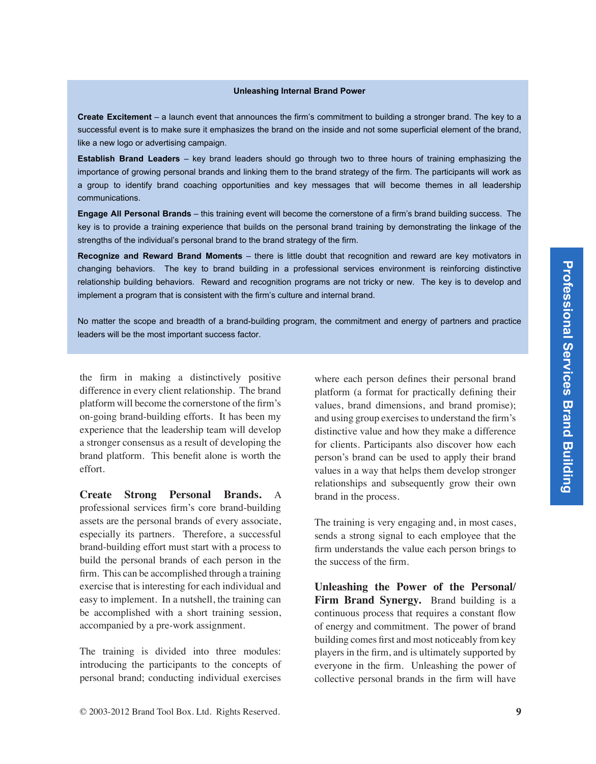**Unleashing Internal Brand Power**

**Create Excitement** – a launch event that announces the firm's commitment to building a stronger brand. The key to a successful event is to make sure it emphasizes the brand on the inside and not some superficial element of the brand, like a new logo or advertising campaign.

**Establish Brand Leaders** – key brand leaders should go through two to three hours of training emphasizing the importance of growing personal brands and linking them to the brand strategy of the firm. The participants will work as a group to identify brand coaching opportunities and key messages that will become themes in all leadership communications.

**Engage All Personal Brands** – this training event will become the cornerstone of a firm's brand building success. The key is to provide a training experience that builds on the personal brand training by demonstrating the linkage of the strengths of the individual's personal brand to the brand strategy of the firm.

**Recognize and Reward Brand Moments** – there is little doubt that recognition and reward are key motivators in changing behaviors. The key to brand building in a professional services environment is reinforcing distinctive relationship building behaviors. Reward and recognition programs are not tricky or new. The key is to develop and implement a program that is consistent with the firm's culture and internal brand.

No matter the scope and breadth of a brand-building program, the commitment and energy of partners and practice leaders will be the most important success factor.

the firm in making a distinctively positive difference in every client relationship. The brand platform will become the cornerstone of the firm's on-going brand-building efforts. It has been my experience that the leadership team will develop a stronger consensus as a result of developing the brand platform. This benefit alone is worth the effort.

**Create Strong Personal Brands.** A professional services firm's core brand-building assets are the personal brands of every associate, especially its partners. Therefore, a successful brand-building effort must start with a process to build the personal brands of each person in the firm. This can be accomplished through a training exercise that is interesting for each individual and easy to implement. In a nutshell, the training can be accomplished with a short training session, accompanied by a pre-work assignment.

The training is divided into three modules: introducing the participants to the concepts of personal brand; conducting individual exercises where each person defines their personal brand platform (a format for practically defining their values, brand dimensions, and brand promise); and using group exercises to understand the firm's distinctive value and how they make a difference for clients. Participants also discover how each person's brand can be used to apply their brand values in a way that helps them develop stronger relationships and subsequently grow their own brand in the process.

The training is very engaging and, in most cases, sends a strong signal to each employee that the firm understands the value each person brings to the success of the firm.

**Unleashing the Power of the Personal/ Firm Brand Synergy.** Brand building is a continuous process that requires a constant flow of energy and commitment. The power of brand building comes first and most noticeably from key players in the firm, and is ultimately supported by everyone in the firm. Unleashing the power of collective personal brands in the firm will have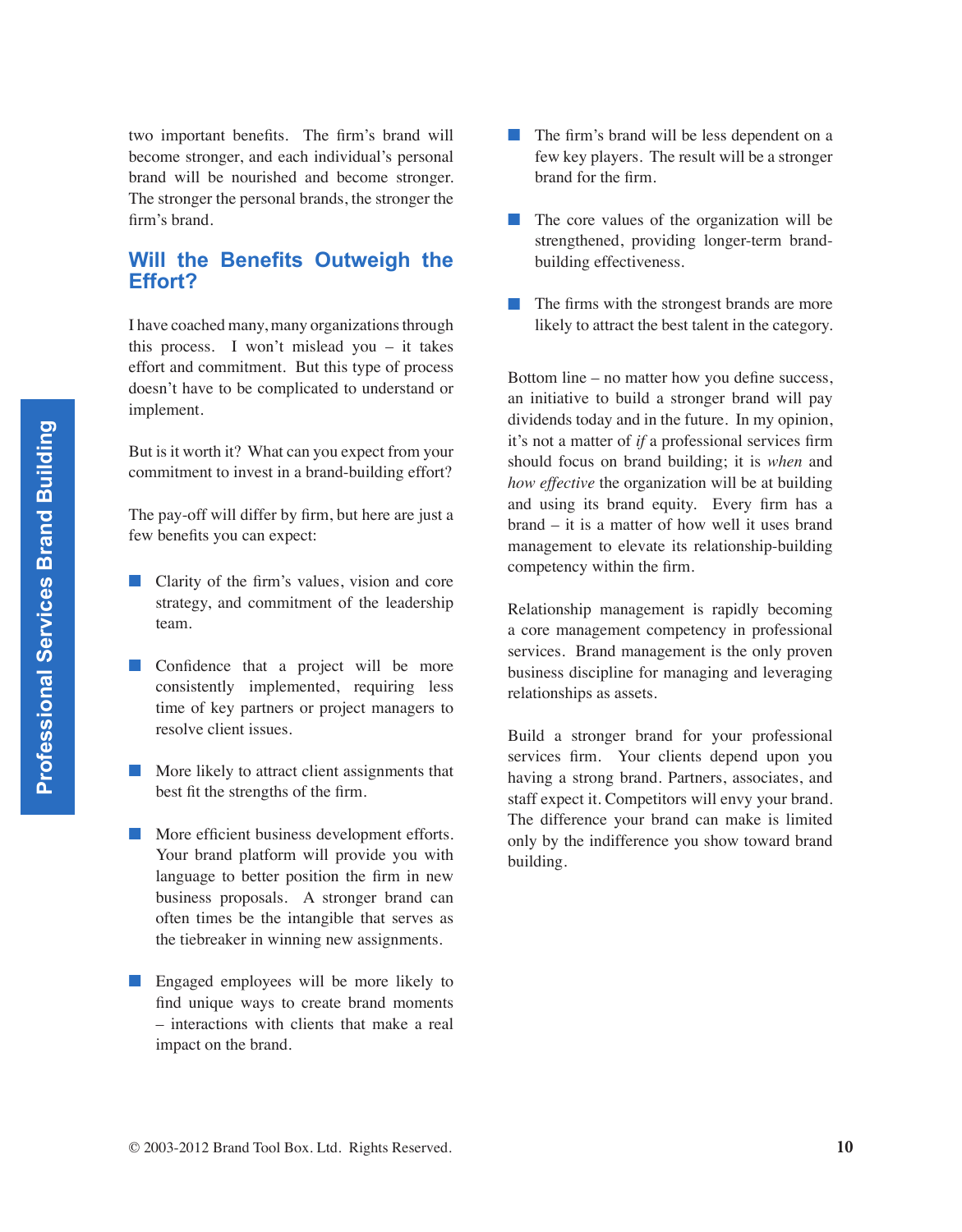two important benefits. The firm's brand will become stronger, and each individual's personal brand will be nourished and become stronger. The stronger the personal brands, the stronger the firm's brand.

## Will the Benefits Outweigh the Effort?

I have coached many, many organizations through this process. I won't mislead you – it takes effort and commitment. But this type of process doesn't have to be complicated to understand or implement.

But is it worth it? What can you expect from your commitment to invest in a brand-building effort?

The pay-off will differ by firm, but here are just a few benefits you can expect:

- Clarity of the firm's values, vision and core strategy, and commitment of the leadership team.
- Confidence that a project will be more consistently implemented, requiring less time of key partners or project managers to resolve client issues.
- More likely to attract client assignments that best fit the strengths of the firm.
- More efficient business development efforts. Your brand platform will provide you with language to better position the firm in new business proposals. A stronger brand can often times be the intangible that serves as the tiebreaker in winning new assignments.
- Engaged employees will be more likely to find unique ways to create brand moments – interactions with clients that make a real impact on the brand.
- The firm's brand will be less dependent on a few key players. The result will be a stronger brand for the firm.
- The core values of the organization will be strengthened, providing longer-term brand-building effectiveness.
- The firms with the strongest brands are more likely to attract the best talent in the category.

Bottom line – no matter how you define success, an initiative to build a stronger brand will pay dividends today and in the future. In my opinion, it's not a matter of *if* a professional services firm should focus on brand building; it is *when* and *how effective* the organization will be at building and using its brand equity. Every firm has a brand – it is a matter of how well it uses brand management to elevate its relationship-building competency within the firm.

Relationship management is rapidly becoming a core management competency in professional services. Brand management is the only proven business discipline for managing and leveraging relationships as assets.

Build a stronger brand for your professional services firm. Your clients depend upon you having a strong brand. Partners, associates, and staff expect it. Competitors will envy your brand. The difference your brand can make is limited only by the indifference you show toward brand building.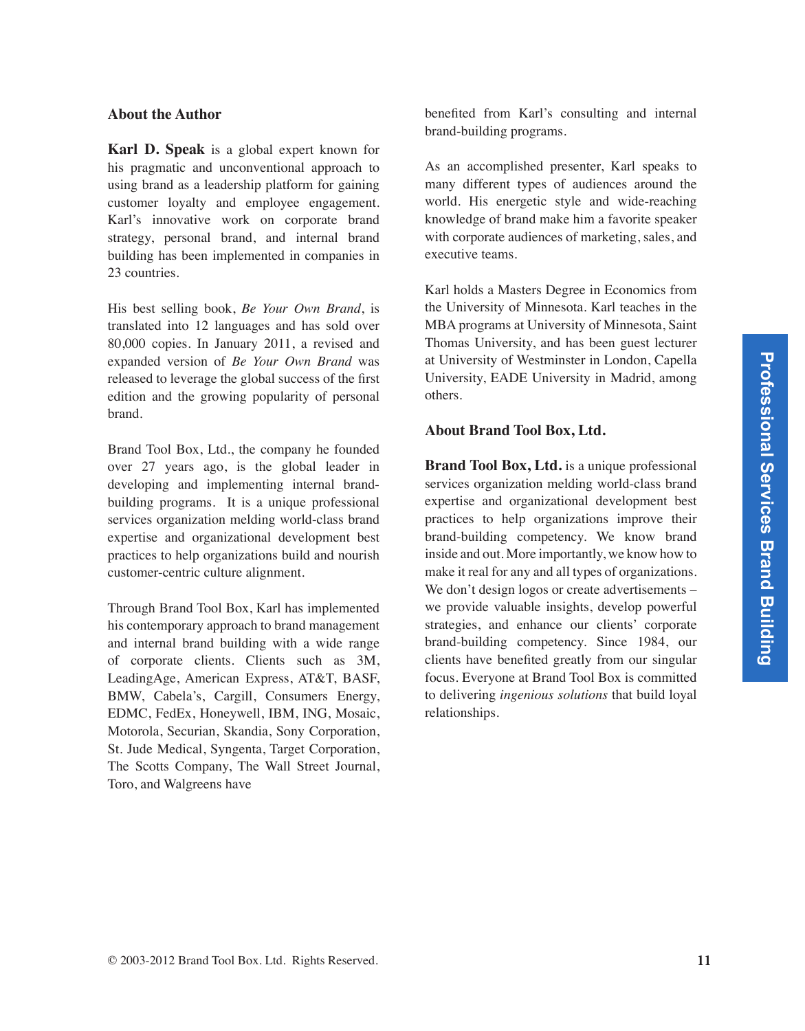## About the Author

**Karl D. Speak** is a global expert known for his pragmatic and unconventional approach to using brand as a leadership platform for gaining customer loyalty and employee engagement. Karl's innovative work on corporate brand strategy, personal brand, and internal brand building has been implemented in companies in 23 countries.

His best selling book, *Be Your Own Brand*, is translated into 12 languages and has sold over 80,000 copies. In January 2011, a revised and expanded version of *Be Your Own Brand* was released to leverage the global success of the first edition and the growing popularity of personal brand.

Brand Tool Box, Ltd., the company he founded over 27 years ago, is the global leader in developing and implementing internal brand-building programs. It is a unique professional services organization melding world-class brand expertise and organizational development best practices to help organizations build and nourish customer-centric culture alignment.

Through Brand Tool Box, Karl has implemented his contemporary approach to brand management and internal brand building with a wide range of corporate clients. Clients such as 3M, LeadingAge, American Express, AT&T, BASF, BMW, Cabela's, Cargill, Consumers Energy, EDMC, FedEx, Honeywell, IBM, ING, Mosaic, Motorola, Securian, Skandia, Sony Corporation, St. Jude Medical, Syngenta, Target Corporation, The Scotts Company, The Wall Street Journal, Toro, and Walgreens have benefited from Karl's consulting and internal brand-building programs.

As an accomplished presenter, Karl speaks to many different types of audiences around the world. His energetic style and wide-reaching knowledge of brand make him a favorite speaker with corporate audiences of marketing, sales, and executive teams.

Karl holds a Masters Degree in Economics from the University of Minnesota. Karl teaches in the MBA programs at University of Minnesota, Saint Thomas University, and has been guest lecturer at University of Westminster in London, Capella University, EADE University in Madrid, among others.

## About Brand Tool Box, Ltd.

**Brand Tool Box, Ltd.** is a unique professional services organization melding world-class brand expertise and organizational development best practices to help organizations improve their brand-building competency. We know brand inside and out. More importantly, we know how to make it real for any and all types of organizations. We don't design logos or create advertisements – we provide valuable insights, develop powerful strategies, and enhance our clients' corporate brand-building competency. Since 1984, our clients have benefited greatly from our singular focus. Everyone at Brand Tool Box is committed to delivering *ingenious solutions* that build loyal relationships.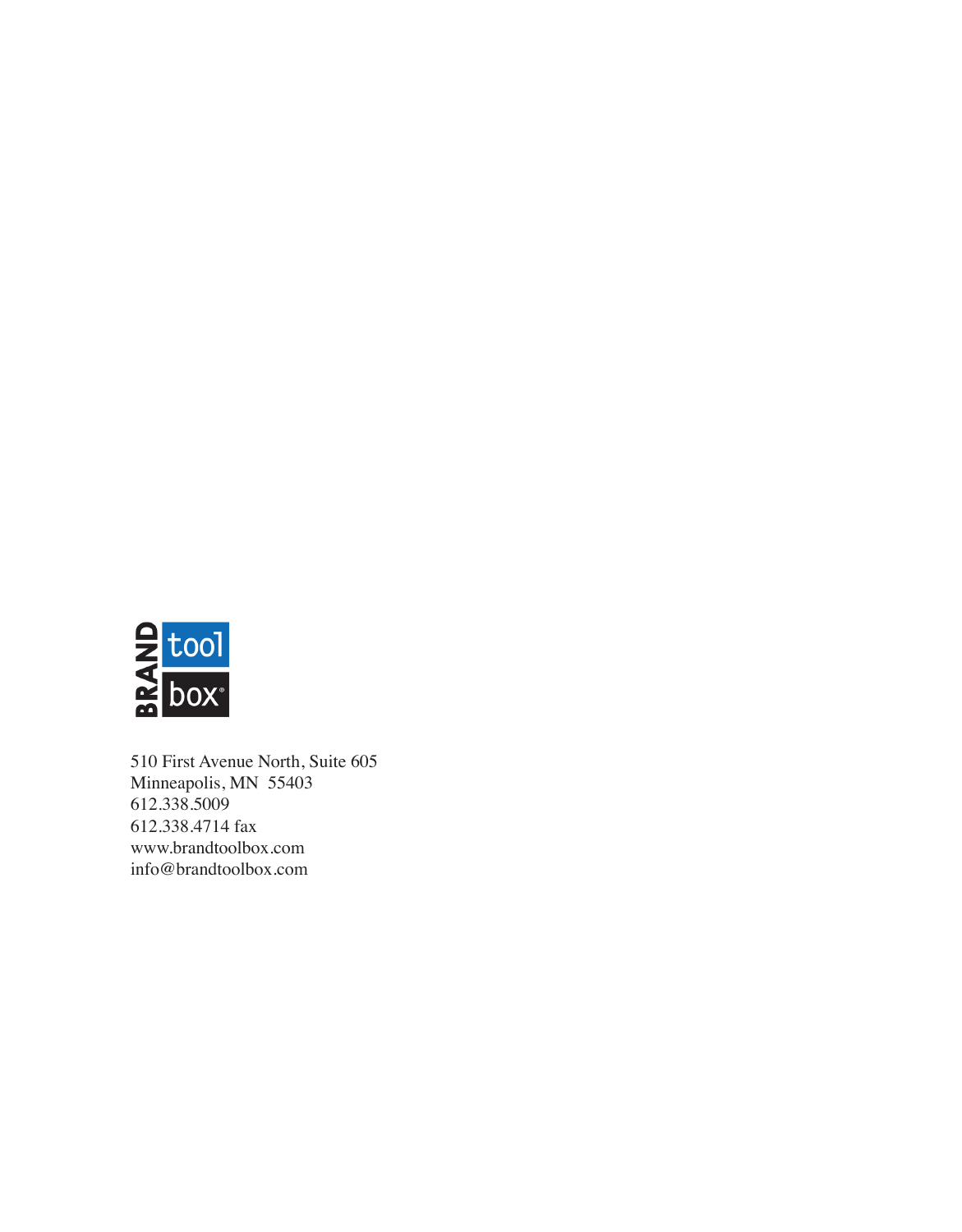BRAND tool box®

510 First Avenue North, Suite 605
Minneapolis, MN 55403
612.338.5009
612.338.4714 fax
www.brandtoolbox.com
info@brandtoolbox.com